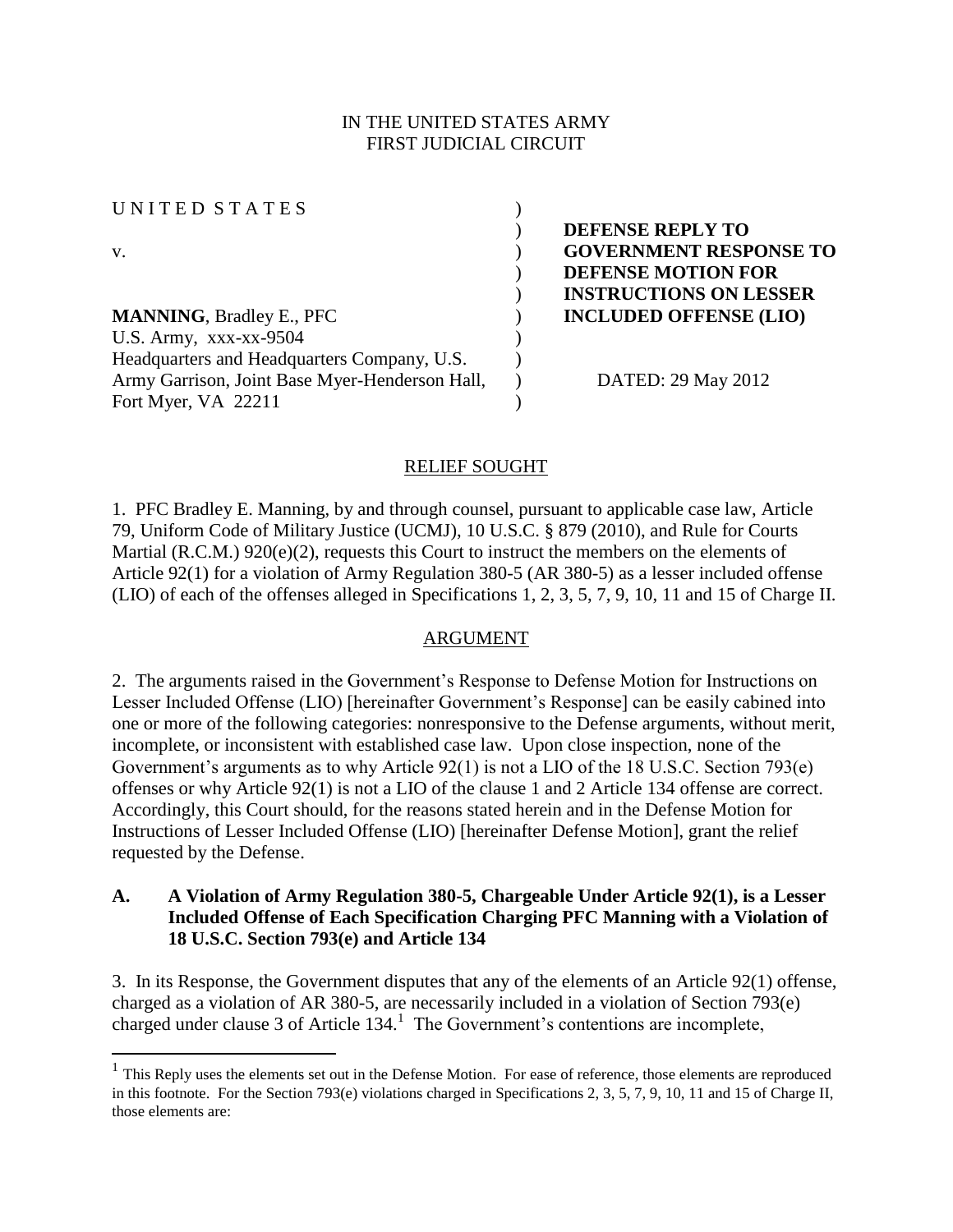IN THE UNITED STATES ARMY
FIRST JUDICIAL CIRCUIT

| | | |
|---|---|---|
| U N I T E D S T A T E S | ) | |
| | ) | **DEFENSE REPLY TO** |
| v. | ) | **GOVERNMENT RESPONSE TO** |
| | ) | **DEFENSE MOTION FOR** |
| | ) | **INSTRUCTIONS ON LESSER** |
| **MANNING**, Bradley E., PFC | ) | **INCLUDED OFFENSE (LIO)** |
| U.S. Army, xxx-xx-9504 | ) | |
| Headquarters and Headquarters Company, U.S. | ) | |
| Army Garrison, Joint Base Myer-Henderson Hall, | ) | DATED: 29 May 2012 |
| Fort Myer, VA 22211 | ) | |

## RELIEF SOUGHT

1. PFC Bradley E. Manning, by and through counsel, pursuant to applicable case law, Article 79, Uniform Code of Military Justice (UCMJ), 10 U.S.C. § 879 (2010), and Rule for Courts Martial (R.C.M.) 920(e)(2), requests this Court to instruct the members on the elements of Article 92(1) for a violation of Army Regulation 380-5 (AR 380-5) as a lesser included offense (LIO) of each of the offenses alleged in Specifications 1, 2, 3, 5, 7, 9, 10, 11 and 15 of Charge II.

## ARGUMENT

2. The arguments raised in the Government's Response to Defense Motion for Instructions on Lesser Included Offense (LIO) [hereinafter Government's Response] can be easily cabined into one or more of the following categories: nonresponsive to the Defense arguments, without merit, incomplete, or inconsistent with established case law. Upon close inspection, none of the Government's arguments as to why Article 92(1) is not a LIO of the 18 U.S.C. Section 793(e) offenses or why Article 92(1) is not a LIO of the clause 1 and 2 Article 134 offense are correct. Accordingly, this Court should, for the reasons stated herein and in the Defense Motion for Instructions of Lesser Included Offense (LIO) [hereinafter Defense Motion], grant the relief requested by the Defense.

### A. A Violation of Army Regulation 380-5, Chargeable Under Article 92(1), is a Lesser Included Offense of Each Specification Charging PFC Manning with a Violation of 18 U.S.C. Section 793(e) and Article 134

3. In its Response, the Government disputes that any of the elements of an Article 92(1) offense, charged as a violation of AR 380-5, are necessarily included in a violation of Section 793(e) charged under clause 3 of Article 134.[1] The Government's contentions are incomplete,

[1] This Reply uses the elements set out in the Defense Motion. For ease of reference, those elements are reproduced in this footnote. For the Section 793(e) violations charged in Specifications 2, 3, 5, 7, 9, 10, 11 and 15 of Charge II, those elements are: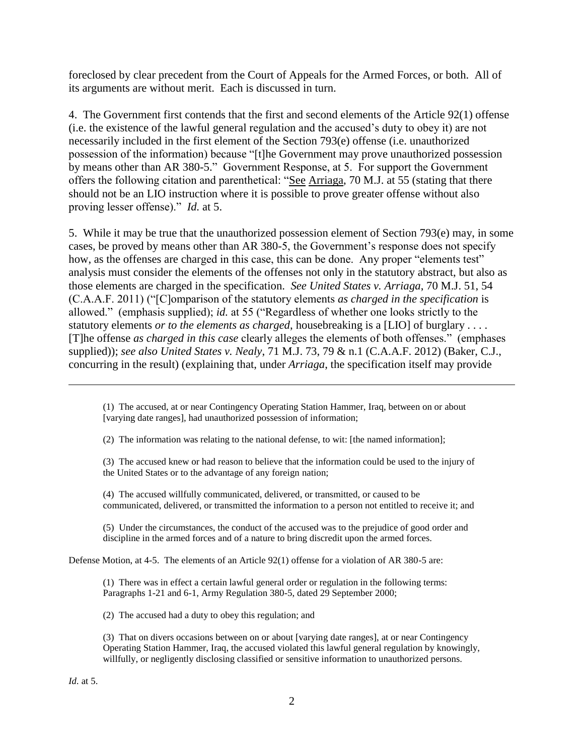foreclosed by clear precedent from the Court of Appeals for the Armed Forces, or both. All of its arguments are without merit. Each is discussed in turn.

4. The Government first contends that the first and second elements of the Article 92(1) offense (i.e. the existence of the lawful general regulation and the accused's duty to obey it) are not necessarily included in the first element of the Section 793(e) offense (i.e. unauthorized possession of the information) because "[t]he Government may prove unauthorized possession by means other than AR 380-5." Government Response, at 5. For support the Government offers the following citation and parenthetical: "See Arriaga, 70 M.J. at 55 (stating that there should not be an LIO instruction where it is possible to prove greater offense without also proving lesser offense)." *Id.* at 5.

5. While it may be true that the unauthorized possession element of Section 793(e) may, in some cases, be proved by means other than AR 380-5, the Government's response does not specify how, as the offenses are charged in this case, this can be done. Any proper "elements test" analysis must consider the elements of the offenses not only in the statutory abstract, but also as those elements are charged in the specification. *See United States v. Arriaga*, 70 M.J. 51, 54 (C.A.A.F. 2011) ("[C]omparison of the statutory elements *as charged in the specification* is allowed." (emphasis supplied); *id.* at 55 ("Regardless of whether one looks strictly to the statutory elements *or to the elements as charged*, housebreaking is a [LIO] of burglary . . . . [T]he offense *as charged in this case* clearly alleges the elements of both offenses." (emphases supplied)); *see also United States v. Nealy*, 71 M.J. 73, 79 & n.1 (C.A.A.F. 2012) (Baker, C.J., concurring in the result) (explaining that, under *Arriaga*, the specification itself may provide

---

> (1) The accused, at or near Contingency Operating Station Hammer, Iraq, between on or about [varying date ranges], had unauthorized possession of information;
>
> (2) The information was relating to the national defense, to wit: [the named information];
>
> (3) The accused knew or had reason to believe that the information could be used to the injury of the United States or to the advantage of any foreign nation;
>
> (4) The accused willfully communicated, delivered, or transmitted, or caused to be communicated, delivered, or transmitted the information to a person not entitled to receive it; and
>
> (5) Under the circumstances, the conduct of the accused was to the prejudice of good order and discipline in the armed forces and of a nature to bring discredit upon the armed forces.

Defense Motion, at 4-5. The elements of an Article 92(1) offense for a violation of AR 380-5 are:

> (1) There was in effect a certain lawful general order or regulation in the following terms: Paragraphs 1-21 and 6-1, Army Regulation 380-5, dated 29 September 2000;
>
> (2) The accused had a duty to obey this regulation; and
>
> (3) That on divers occasions between on or about [varying date ranges], at or near Contingency Operating Station Hammer, Iraq, the accused violated this lawful general regulation by knowingly, willfully, or negligently disclosing classified or sensitive information to unauthorized persons.

*Id.* at 5.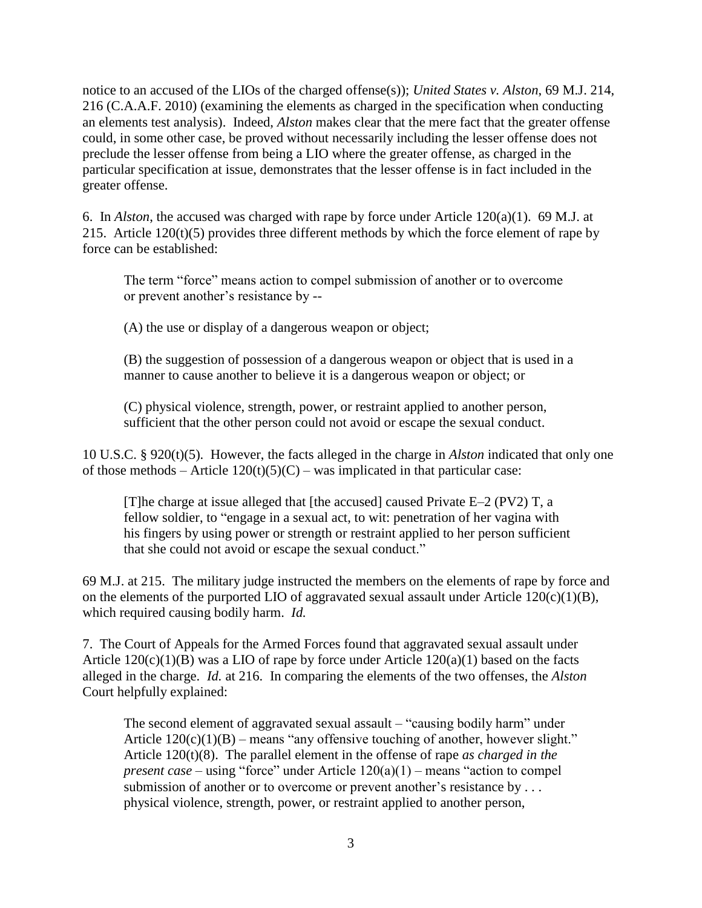notice to an accused of the LIOs of the charged offense(s)); *United States v. Alston*, 69 M.J. 214, 216 (C.A.A.F. 2010) (examining the elements as charged in the specification when conducting an elements test analysis). Indeed, *Alston* makes clear that the mere fact that the greater offense could, in some other case, be proved without necessarily including the lesser offense does not preclude the lesser offense from being a LIO where the greater offense, as charged in the particular specification at issue, demonstrates that the lesser offense is in fact included in the greater offense.

6. In *Alston*, the accused was charged with rape by force under Article 120(a)(1). 69 M.J. at 215. Article 120(t)(5) provides three different methods by which the force element of rape by force can be established:

> The term "force" means action to compel submission of another or to overcome or prevent another's resistance by --
>
> (A) the use or display of a dangerous weapon or object;
>
> (B) the suggestion of possession of a dangerous weapon or object that is used in a manner to cause another to believe it is a dangerous weapon or object; or
>
> (C) physical violence, strength, power, or restraint applied to another person, sufficient that the other person could not avoid or escape the sexual conduct.

10 U.S.C. § 920(t)(5). However, the facts alleged in the charge in *Alston* indicated that only one of those methods – Article 120(t)(5)(C) – was implicated in that particular case:

> [T]he charge at issue alleged that [the accused] caused Private E–2 (PV2) T, a fellow soldier, to "engage in a sexual act, to wit: penetration of her vagina with his fingers by using power or strength or restraint applied to her person sufficient that she could not avoid or escape the sexual conduct."

69 M.J. at 215. The military judge instructed the members on the elements of rape by force and on the elements of the purported LIO of aggravated sexual assault under Article 120(c)(1)(B), which required causing bodily harm. *Id.*

7. The Court of Appeals for the Armed Forces found that aggravated sexual assault under Article 120(c)(1)(B) was a LIO of rape by force under Article 120(a)(1) based on the facts alleged in the charge. *Id.* at 216. In comparing the elements of the two offenses, the *Alston* Court helpfully explained:

> The second element of aggravated sexual assault – "causing bodily harm" under Article 120(c)(1)(B) – means "any offensive touching of another, however slight." Article 120(t)(8). The parallel element in the offense of rape *as charged in the present case* – using "force" under Article 120(a)(1) – means "action to compel submission of another or to overcome or prevent another's resistance by . . . physical violence, strength, power, or restraint applied to another person,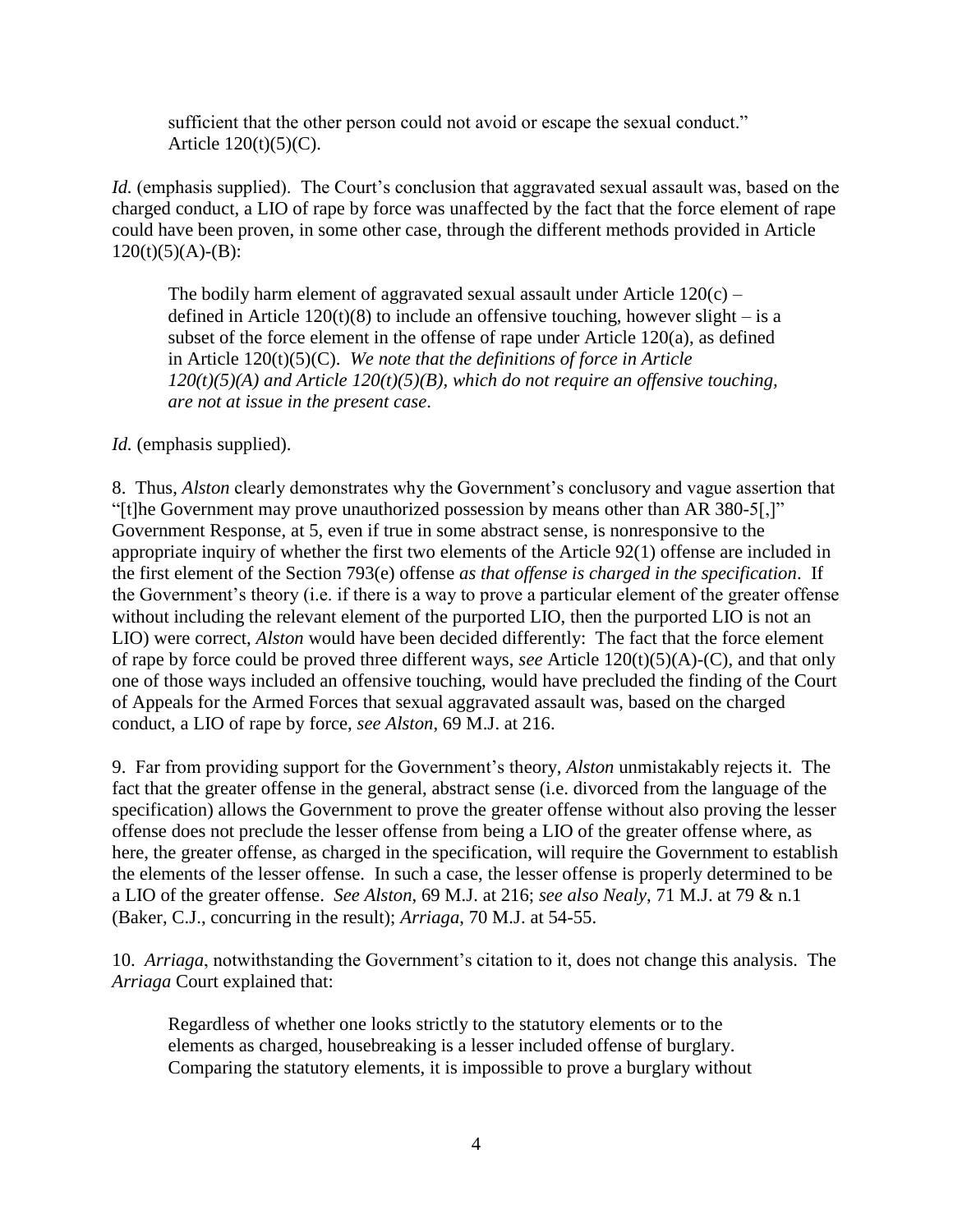> sufficient that the other person could not avoid or escape the sexual conduct." Article 120(t)(5)(C).

*Id.* (emphasis supplied). The Court's conclusion that aggravated sexual assault was, based on the charged conduct, a LIO of rape by force was unaffected by the fact that the force element of rape could have been proven, in some other case, through the different methods provided in Article 120(t)(5)(A)-(B):

> The bodily harm element of aggravated sexual assault under Article 120(c) – defined in Article 120(t)(8) to include an offensive touching, however slight – is a subset of the force element in the offense of rape under Article 120(a), as defined in Article 120(t)(5)(C). *We note that the definitions of force in Article 120(t)(5)(A) and Article 120(t)(5)(B), which do not require an offensive touching, are not at issue in the present case*.

*Id.* (emphasis supplied).

8. Thus, *Alston* clearly demonstrates why the Government's conclusory and vague assertion that "[t]he Government may prove unauthorized possession by means other than AR 380-5[,]" Government Response, at 5, even if true in some abstract sense, is nonresponsive to the appropriate inquiry of whether the first two elements of the Article 92(1) offense are included in the first element of the Section 793(e) offense *as that offense is charged in the specification*. If the Government's theory (i.e. if there is a way to prove a particular element of the greater offense without including the relevant element of the purported LIO, then the purported LIO is not an LIO) were correct, *Alston* would have been decided differently: The fact that the force element of rape by force could be proved three different ways, *see* Article 120(t)(5)(A)-(C), and that only one of those ways included an offensive touching, would have precluded the finding of the Court of Appeals for the Armed Forces that sexual aggravated assault was, based on the charged conduct, a LIO of rape by force, *see Alston*, 69 M.J. at 216.

9. Far from providing support for the Government's theory, *Alston* unmistakably rejects it. The fact that the greater offense in the general, abstract sense (i.e. divorced from the language of the specification) allows the Government to prove the greater offense without also proving the lesser offense does not preclude the lesser offense from being a LIO of the greater offense where, as here, the greater offense, as charged in the specification, will require the Government to establish the elements of the lesser offense. In such a case, the lesser offense is properly determined to be a LIO of the greater offense. *See Alston*, 69 M.J. at 216; *see also Nealy*, 71 M.J. at 79 & n.1 (Baker, C.J., concurring in the result); *Arriaga*, 70 M.J. at 54-55.

10. *Arriaga*, notwithstanding the Government's citation to it, does not change this analysis. The *Arriaga* Court explained that:

> Regardless of whether one looks strictly to the statutory elements or to the elements as charged, housebreaking is a lesser included offense of burglary. Comparing the statutory elements, it is impossible to prove a burglary without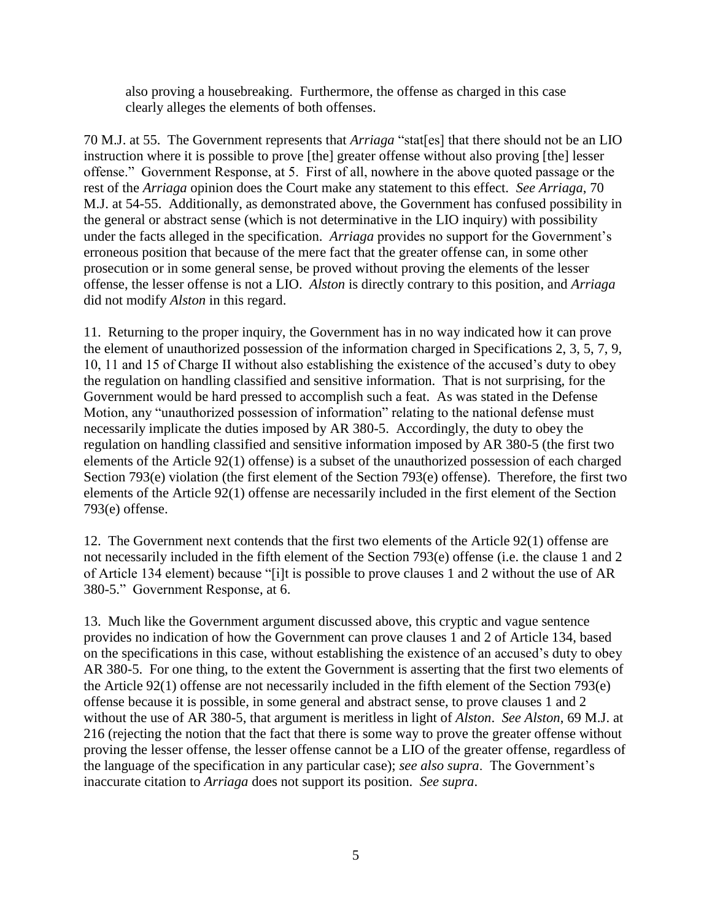> also proving a housebreaking. Furthermore, the offense as charged in this case clearly alleges the elements of both offenses.

70 M.J. at 55. The Government represents that *Arriaga* "stat[es] that there should not be an LIO instruction where it is possible to prove [the] greater offense without also proving [the] lesser offense." Government Response, at 5. First of all, nowhere in the above quoted passage or the rest of the *Arriaga* opinion does the Court make any statement to this effect. *See Arriaga*, 70 M.J. at 54-55. Additionally, as demonstrated above, the Government has confused possibility in the general or abstract sense (which is not determinative in the LIO inquiry) with possibility under the facts alleged in the specification. *Arriaga* provides no support for the Government's erroneous position that because of the mere fact that the greater offense can, in some other prosecution or in some general sense, be proved without proving the elements of the lesser offense, the lesser offense is not a LIO. *Alston* is directly contrary to this position, and *Arriaga* did not modify *Alston* in this regard.

11. Returning to the proper inquiry, the Government has in no way indicated how it can prove the element of unauthorized possession of the information charged in Specifications 2, 3, 5, 7, 9, 10, 11 and 15 of Charge II without also establishing the existence of the accused's duty to obey the regulation on handling classified and sensitive information. That is not surprising, for the Government would be hard pressed to accomplish such a feat. As was stated in the Defense Motion, any "unauthorized possession of information" relating to the national defense must necessarily implicate the duties imposed by AR 380-5. Accordingly, the duty to obey the regulation on handling classified and sensitive information imposed by AR 380-5 (the first two elements of the Article 92(1) offense) is a subset of the unauthorized possession of each charged Section 793(e) violation (the first element of the Section 793(e) offense). Therefore, the first two elements of the Article 92(1) offense are necessarily included in the first element of the Section 793(e) offense.

12. The Government next contends that the first two elements of the Article 92(1) offense are not necessarily included in the fifth element of the Section 793(e) offense (i.e. the clause 1 and 2 of Article 134 element) because "[i]t is possible to prove clauses 1 and 2 without the use of AR 380-5." Government Response, at 6.

13. Much like the Government argument discussed above, this cryptic and vague sentence provides no indication of how the Government can prove clauses 1 and 2 of Article 134, based on the specifications in this case, without establishing the existence of an accused's duty to obey AR 380-5. For one thing, to the extent the Government is asserting that the first two elements of the Article 92(1) offense are not necessarily included in the fifth element of the Section 793(e) offense because it is possible, in some general and abstract sense, to prove clauses 1 and 2 without the use of AR 380-5, that argument is meritless in light of *Alston*. *See Alston*, 69 M.J. at 216 (rejecting the notion that the fact that there is some way to prove the greater offense without proving the lesser offense, the lesser offense cannot be a LIO of the greater offense, regardless of the language of the specification in any particular case); *see also supra*. The Government's inaccurate citation to *Arriaga* does not support its position. *See supra*.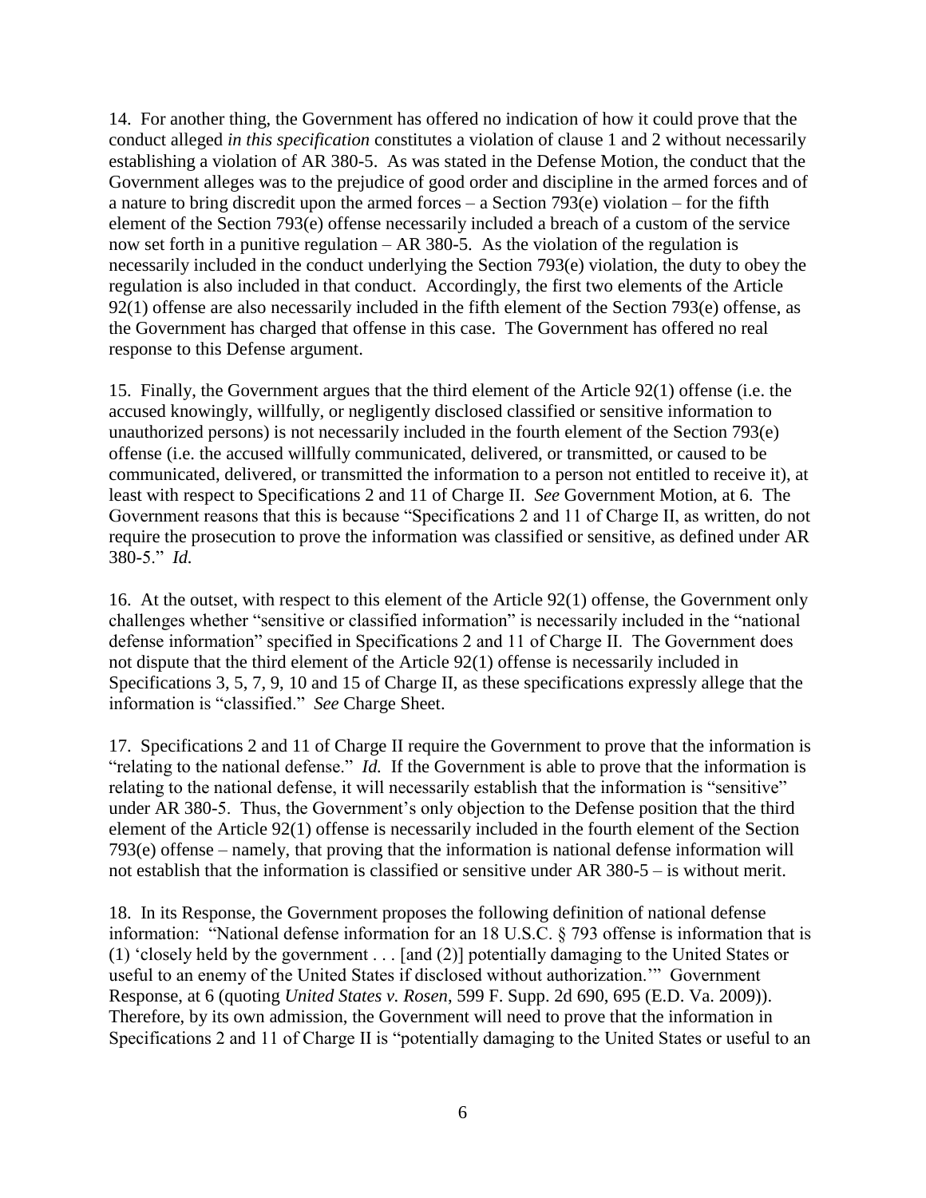14. For another thing, the Government has offered no indication of how it could prove that the conduct alleged *in this specification* constitutes a violation of clause 1 and 2 without necessarily establishing a violation of AR 380-5. As was stated in the Defense Motion, the conduct that the Government alleges was to the prejudice of good order and discipline in the armed forces and of a nature to bring discredit upon the armed forces – a Section 793(e) violation – for the fifth element of the Section 793(e) offense necessarily included a breach of a custom of the service now set forth in a punitive regulation – AR 380-5. As the violation of the regulation is necessarily included in the conduct underlying the Section 793(e) violation, the duty to obey the regulation is also included in that conduct. Accordingly, the first two elements of the Article 92(1) offense are also necessarily included in the fifth element of the Section 793(e) offense, as the Government has charged that offense in this case. The Government has offered no real response to this Defense argument.

15. Finally, the Government argues that the third element of the Article 92(1) offense (i.e. the accused knowingly, willfully, or negligently disclosed classified or sensitive information to unauthorized persons) is not necessarily included in the fourth element of the Section 793(e) offense (i.e. the accused willfully communicated, delivered, or transmitted, or caused to be communicated, delivered, or transmitted the information to a person not entitled to receive it), at least with respect to Specifications 2 and 11 of Charge II. *See* Government Motion, at 6. The Government reasons that this is because "Specifications 2 and 11 of Charge II, as written, do not require the prosecution to prove the information was classified or sensitive, as defined under AR 380-5." *Id.*

16. At the outset, with respect to this element of the Article 92(1) offense, the Government only challenges whether "sensitive or classified information" is necessarily included in the "national defense information" specified in Specifications 2 and 11 of Charge II. The Government does not dispute that the third element of the Article 92(1) offense is necessarily included in Specifications 3, 5, 7, 9, 10 and 15 of Charge II, as these specifications expressly allege that the information is "classified." *See* Charge Sheet.

17. Specifications 2 and 11 of Charge II require the Government to prove that the information is "relating to the national defense." *Id.* If the Government is able to prove that the information is relating to the national defense, it will necessarily establish that the information is "sensitive" under AR 380-5. Thus, the Government's only objection to the Defense position that the third element of the Article 92(1) offense is necessarily included in the fourth element of the Section 793(e) offense – namely, that proving that the information is national defense information will not establish that the information is classified or sensitive under AR 380-5 – is without merit.

18. In its Response, the Government proposes the following definition of national defense information: "National defense information for an 18 U.S.C. § 793 offense is information that is (1) 'closely held by the government . . . [and (2)] potentially damaging to the United States or useful to an enemy of the United States if disclosed without authorization.'" Government Response, at 6 (quoting *United States v. Rosen*, 599 F. Supp. 2d 690, 695 (E.D. Va. 2009)). Therefore, by its own admission, the Government will need to prove that the information in Specifications 2 and 11 of Charge II is "potentially damaging to the United States or useful to an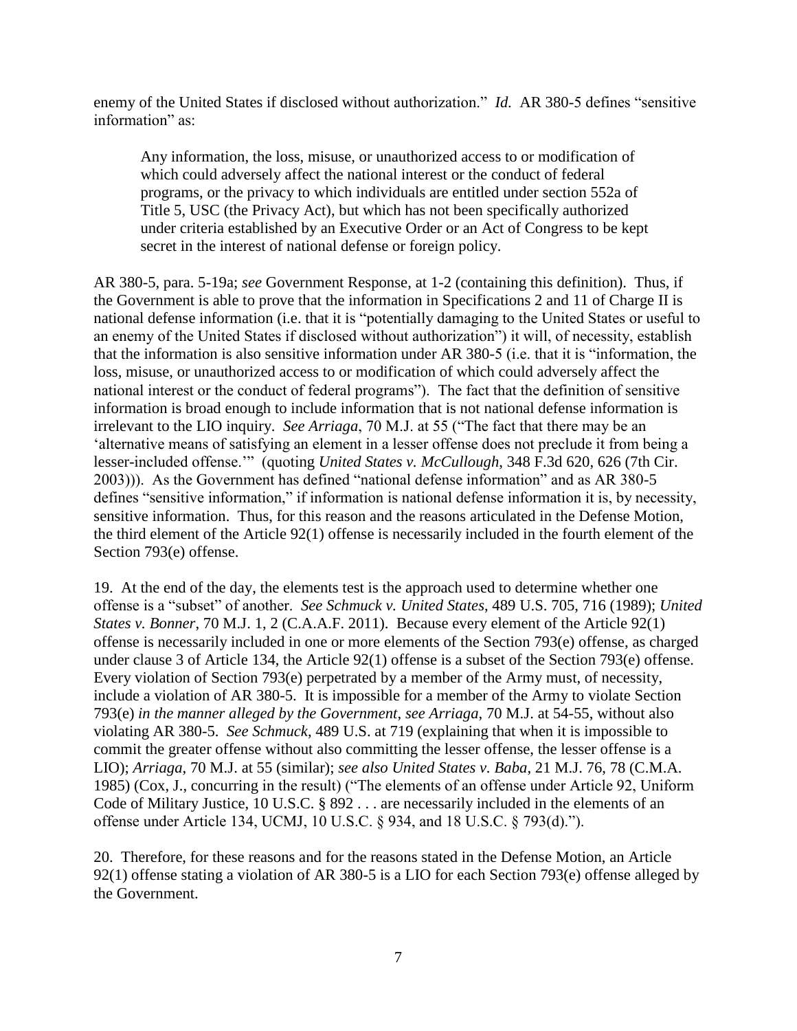enemy of the United States if disclosed without authorization." *Id.* AR 380-5 defines "sensitive information" as:

> Any information, the loss, misuse, or unauthorized access to or modification of which could adversely affect the national interest or the conduct of federal programs, or the privacy to which individuals are entitled under section 552a of Title 5, USC (the Privacy Act), but which has not been specifically authorized under criteria established by an Executive Order or an Act of Congress to be kept secret in the interest of national defense or foreign policy.

AR 380-5, para. 5-19a; *see* Government Response, at 1-2 (containing this definition). Thus, if the Government is able to prove that the information in Specifications 2 and 11 of Charge II is national defense information (i.e. that it is "potentially damaging to the United States or useful to an enemy of the United States if disclosed without authorization") it will, of necessity, establish that the information is also sensitive information under AR 380-5 (i.e. that it is "information, the loss, misuse, or unauthorized access to or modification of which could adversely affect the national interest or the conduct of federal programs"). The fact that the definition of sensitive information is broad enough to include information that is not national defense information is irrelevant to the LIO inquiry. *See Arriaga*, 70 M.J. at 55 ("The fact that there may be an 'alternative means of satisfying an element in a lesser offense does not preclude it from being a lesser-included offense.'" (quoting *United States v. McCullough*, 348 F.3d 620, 626 (7th Cir. 2003))). As the Government has defined "national defense information" and as AR 380-5 defines "sensitive information," if information is national defense information it is, by necessity, sensitive information. Thus, for this reason and the reasons articulated in the Defense Motion, the third element of the Article 92(1) offense is necessarily included in the fourth element of the Section 793(e) offense.

19. At the end of the day, the elements test is the approach used to determine whether one offense is a "subset" of another. *See Schmuck v. United States*, 489 U.S. 705, 716 (1989); *United States v. Bonner*, 70 M.J. 1, 2 (C.A.A.F. 2011). Because every element of the Article 92(1) offense is necessarily included in one or more elements of the Section 793(e) offense, as charged under clause 3 of Article 134, the Article 92(1) offense is a subset of the Section 793(e) offense. Every violation of Section 793(e) perpetrated by a member of the Army must, of necessity, include a violation of AR 380-5. It is impossible for a member of the Army to violate Section 793(e) *in the manner alleged by the Government*, *see Arriaga*, 70 M.J. at 54-55, without also violating AR 380-5. *See Schmuck*, 489 U.S. at 719 (explaining that when it is impossible to commit the greater offense without also committing the lesser offense, the lesser offense is a LIO); *Arriaga*, 70 M.J. at 55 (similar); *see also United States v. Baba*, 21 M.J. 76, 78 (C.M.A. 1985) (Cox, J., concurring in the result) ("The elements of an offense under Article 92, Uniform Code of Military Justice, 10 U.S.C. § 892 . . . are necessarily included in the elements of an offense under Article 134, UCMJ, 10 U.S.C. § 934, and 18 U.S.C. § 793(d).").

20. Therefore, for these reasons and for the reasons stated in the Defense Motion, an Article 92(1) offense stating a violation of AR 380-5 is a LIO for each Section 793(e) offense alleged by the Government.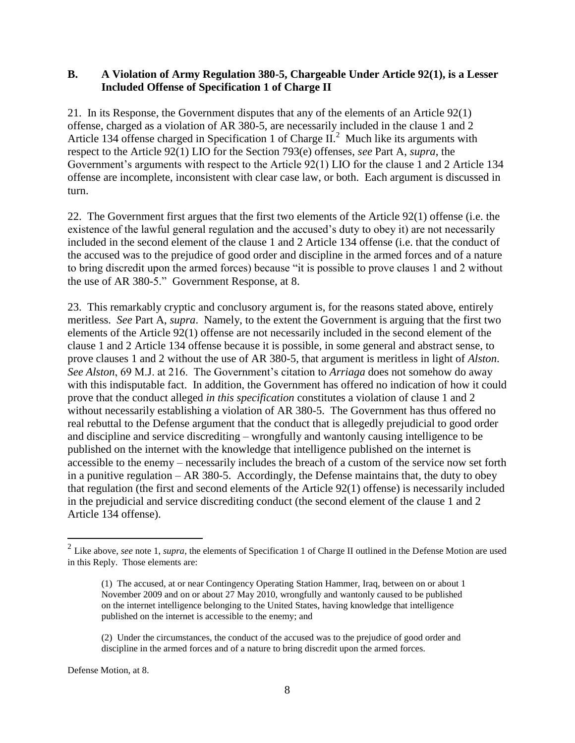### B. A Violation of Army Regulation 380-5, Chargeable Under Article 92(1), is a Lesser Included Offense of Specification 1 of Charge II

21. In its Response, the Government disputes that any of the elements of an Article 92(1) offense, charged as a violation of AR 380-5, are necessarily included in the clause 1 and 2 Article 134 offense charged in Specification 1 of Charge II.[2] Much like its arguments with respect to the Article 92(1) LIO for the Section 793(e) offenses, *see* Part A, *supra*, the Government's arguments with respect to the Article 92(1) LIO for the clause 1 and 2 Article 134 offense are incomplete, inconsistent with clear case law, or both. Each argument is discussed in turn.

22. The Government first argues that the first two elements of the Article 92(1) offense (i.e. the existence of the lawful general regulation and the accused's duty to obey it) are not necessarily included in the second element of the clause 1 and 2 Article 134 offense (i.e. that the conduct of the accused was to the prejudice of good order and discipline in the armed forces and of a nature to bring discredit upon the armed forces) because "it is possible to prove clauses 1 and 2 without the use of AR 380-5." Government Response, at 8.

23. This remarkably cryptic and conclusory argument is, for the reasons stated above, entirely meritless. *See* Part A, *supra*. Namely, to the extent the Government is arguing that the first two elements of the Article 92(1) offense are not necessarily included in the second element of the clause 1 and 2 Article 134 offense because it is possible, in some general and abstract sense, to prove clauses 1 and 2 without the use of AR 380-5, that argument is meritless in light of *Alston*. *See Alston*, 69 M.J. at 216. The Government's citation to *Arriaga* does not somehow do away with this indisputable fact. In addition, the Government has offered no indication of how it could prove that the conduct alleged *in this specification* constitutes a violation of clause 1 and 2 without necessarily establishing a violation of AR 380-5. The Government has thus offered no real rebuttal to the Defense argument that the conduct that is allegedly prejudicial to good order and discipline and service discrediting – wrongfully and wantonly causing intelligence to be published on the internet with the knowledge that intelligence published on the internet is accessible to the enemy – necessarily includes the breach of a custom of the service now set forth in a punitive regulation – AR 380-5. Accordingly, the Defense maintains that, the duty to obey that regulation (the first and second elements of the Article 92(1) offense) is necessarily included in the prejudicial and service discrediting conduct (the second element of the clause 1 and 2 Article 134 offense).

---

[2] Like above, *see* note 1, *supra*, the elements of Specification 1 of Charge II outlined in the Defense Motion are used in this Reply. Those elements are:

> (1) The accused, at or near Contingency Operating Station Hammer, Iraq, between on or about 1 November 2009 and on or about 27 May 2010, wrongfully and wantonly caused to be published on the internet intelligence belonging to the United States, having knowledge that intelligence published on the internet is accessible to the enemy; and
>
> (2) Under the circumstances, the conduct of the accused was to the prejudice of good order and discipline in the armed forces and of a nature to bring discredit upon the armed forces.

Defense Motion, at 8.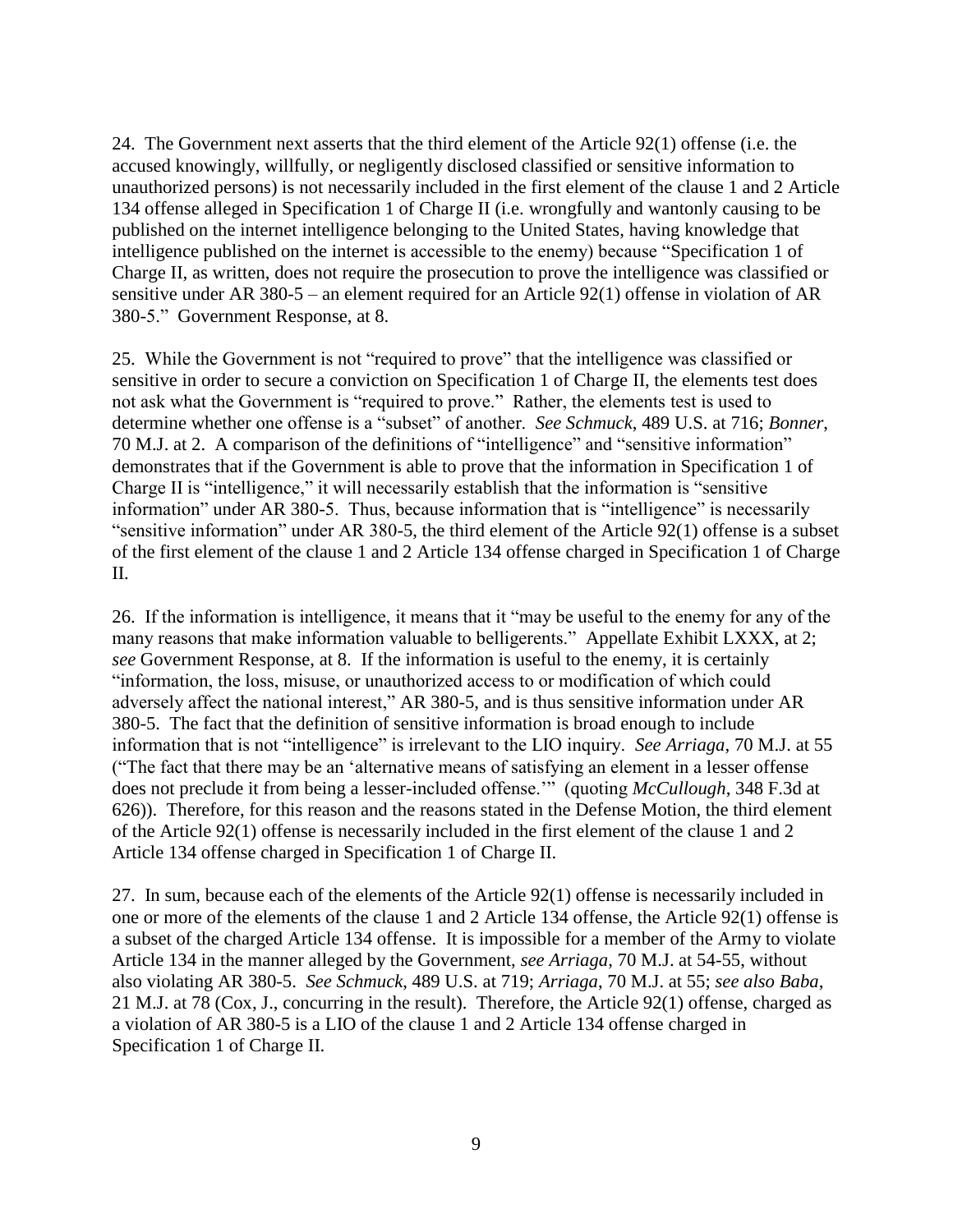24. The Government next asserts that the third element of the Article 92(1) offense (i.e. the accused knowingly, willfully, or negligently disclosed classified or sensitive information to unauthorized persons) is not necessarily included in the first element of the clause 1 and 2 Article 134 offense alleged in Specification 1 of Charge II (i.e. wrongfully and wantonly causing to be published on the internet intelligence belonging to the United States, having knowledge that intelligence published on the internet is accessible to the enemy) because "Specification 1 of Charge II, as written, does not require the prosecution to prove the intelligence was classified or sensitive under AR 380-5 – an element required for an Article 92(1) offense in violation of AR 380-5." Government Response, at 8.

25. While the Government is not "required to prove" that the intelligence was classified or sensitive in order to secure a conviction on Specification 1 of Charge II, the elements test does not ask what the Government is "required to prove." Rather, the elements test is used to determine whether one offense is a "subset" of another. *See Schmuck*, 489 U.S. at 716; *Bonner*, 70 M.J. at 2. A comparison of the definitions of "intelligence" and "sensitive information" demonstrates that if the Government is able to prove that the information in Specification 1 of Charge II is "intelligence," it will necessarily establish that the information is "sensitive information" under AR 380-5. Thus, because information that is "intelligence" is necessarily "sensitive information" under AR 380-5, the third element of the Article 92(1) offense is a subset of the first element of the clause 1 and 2 Article 134 offense charged in Specification 1 of Charge II.

26. If the information is intelligence, it means that it "may be useful to the enemy for any of the many reasons that make information valuable to belligerents." Appellate Exhibit LXXX, at 2; *see* Government Response, at 8. If the information is useful to the enemy, it is certainly "information, the loss, misuse, or unauthorized access to or modification of which could adversely affect the national interest," AR 380-5, and is thus sensitive information under AR 380-5. The fact that the definition of sensitive information is broad enough to include information that is not "intelligence" is irrelevant to the LIO inquiry. *See Arriaga*, 70 M.J. at 55 ("The fact that there may be an 'alternative means of satisfying an element in a lesser offense does not preclude it from being a lesser-included offense.'" (quoting *McCullough*, 348 F.3d at 626)). Therefore, for this reason and the reasons stated in the Defense Motion, the third element of the Article 92(1) offense is necessarily included in the first element of the clause 1 and 2 Article 134 offense charged in Specification 1 of Charge II.

27. In sum, because each of the elements of the Article 92(1) offense is necessarily included in one or more of the elements of the clause 1 and 2 Article 134 offense, the Article 92(1) offense is a subset of the charged Article 134 offense. It is impossible for a member of the Army to violate Article 134 in the manner alleged by the Government, *see Arriaga*, 70 M.J. at 54-55, without also violating AR 380-5. *See Schmuck*, 489 U.S. at 719; *Arriaga*, 70 M.J. at 55; *see also Baba*, 21 M.J. at 78 (Cox, J., concurring in the result). Therefore, the Article 92(1) offense, charged as a violation of AR 380-5 is a LIO of the clause 1 and 2 Article 134 offense charged in Specification 1 of Charge II.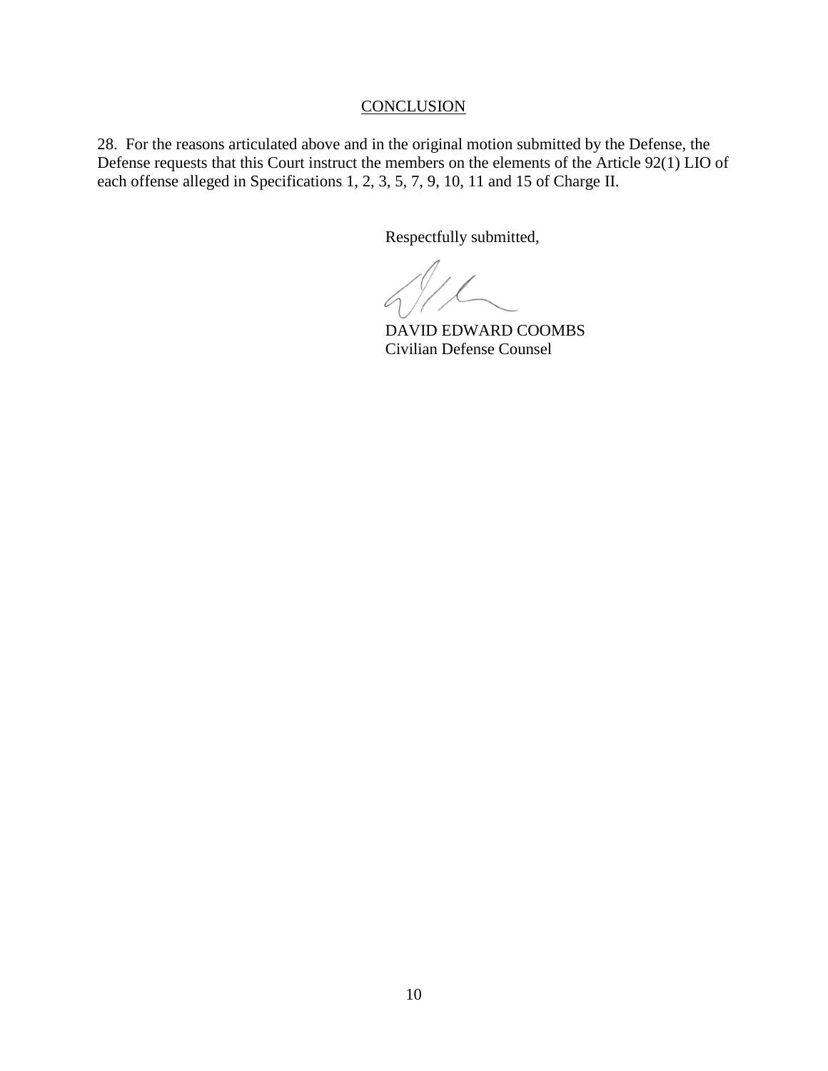## CONCLUSION

28. For the reasons articulated above and in the original motion submitted by the Defense, the Defense requests that this Court instruct the members on the elements of the Article 92(1) LIO of each offense alleged in Specifications 1, 2, 3, 5, 7, 9, 10, 11 and 15 of Charge II.

Respectfully submitted,

DAVID EDWARD COOMBS
Civilian Defense Counsel